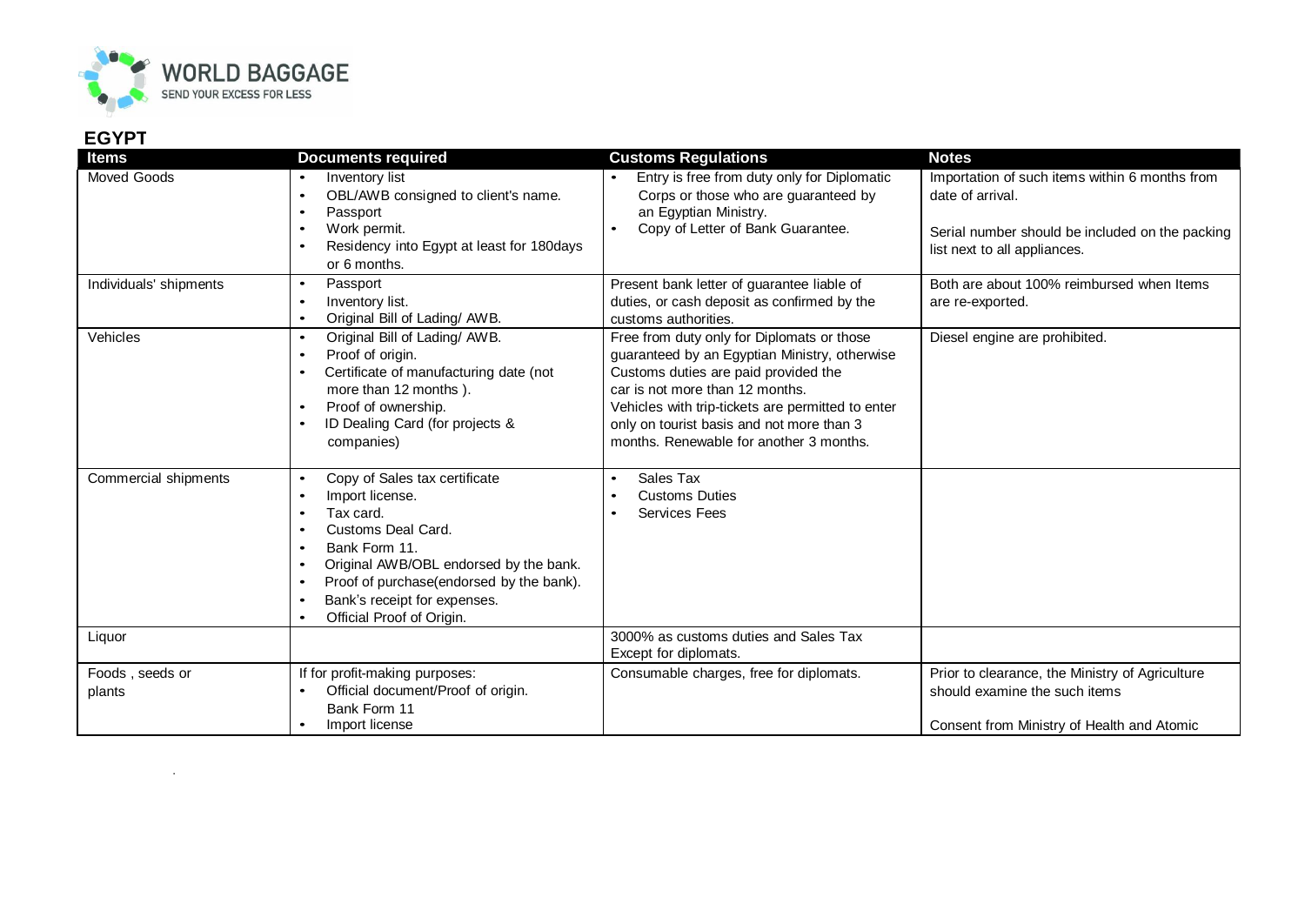## EGYPT

| Items | Documents required | Customs Regulations | Notes |
|---|---|---|---|
| Moved Goods | • Inventory list<br>• OBL/AWB consigned to client's name.<br>• Passport<br>• Work permit.<br>• Residency into Egypt at least for 180days or 6 months. | • Entry is free from duty only for Diplomatic Corps or those who are guaranteed by an Egyptian Ministry.<br>• Copy of Letter of Bank Guarantee. | Importation of such items within 6 months from date of arrival.<br><br>Serial number should be included on the packing list next to all appliances. |
| Individuals' shipments | • Passport<br>• Inventory list.<br>• Original Bill of Lading/ AWB. | Present bank letter of guarantee liable of duties, or cash deposit as confirmed by the customs authorities. | Both are about 100% reimbursed when Items are re-exported. |
| Vehicles | • Original Bill of Lading/ AWB.<br>• Proof of origin.<br>• Certificate of manufacturing date (not more than 12 months ).<br>• Proof of ownership.<br>• ID Dealing Card (for projects & companies) | Free from duty only for Diplomats or those guaranteed by an Egyptian Ministry, otherwise Customs duties are paid provided the car is not more than 12 months.<br>Vehicles with trip-tickets are permitted to enter only on tourist basis and not more than 3 months. Renewable for another 3 months. | Diesel engine are prohibited. |
| Commercial shipments | • Copy of Sales tax certificate<br>• Import license.<br>• Tax card.<br>• Customs Deal Card.<br>• Bank Form 11.<br>• Original AWB/OBL endorsed by the bank.<br>• Proof of purchase(endorsed by the bank).<br>• Bank's receipt for expenses.<br>• Official Proof of Origin. | • Sales Tax<br>• Customs Duties<br>• Services Fees | |
| Liquor | | 3000% as customs duties and Sales Tax Except for diplomats. | |
| Foods , seeds or plants | If for profit-making purposes:<br>• Official document/Proof of origin. Bank Form 11<br>• Import license | Consumable charges, free for diplomats. | Prior to clearance, the Ministry of Agriculture should examine the such items<br><br>Consent from Ministry of Health and Atomic |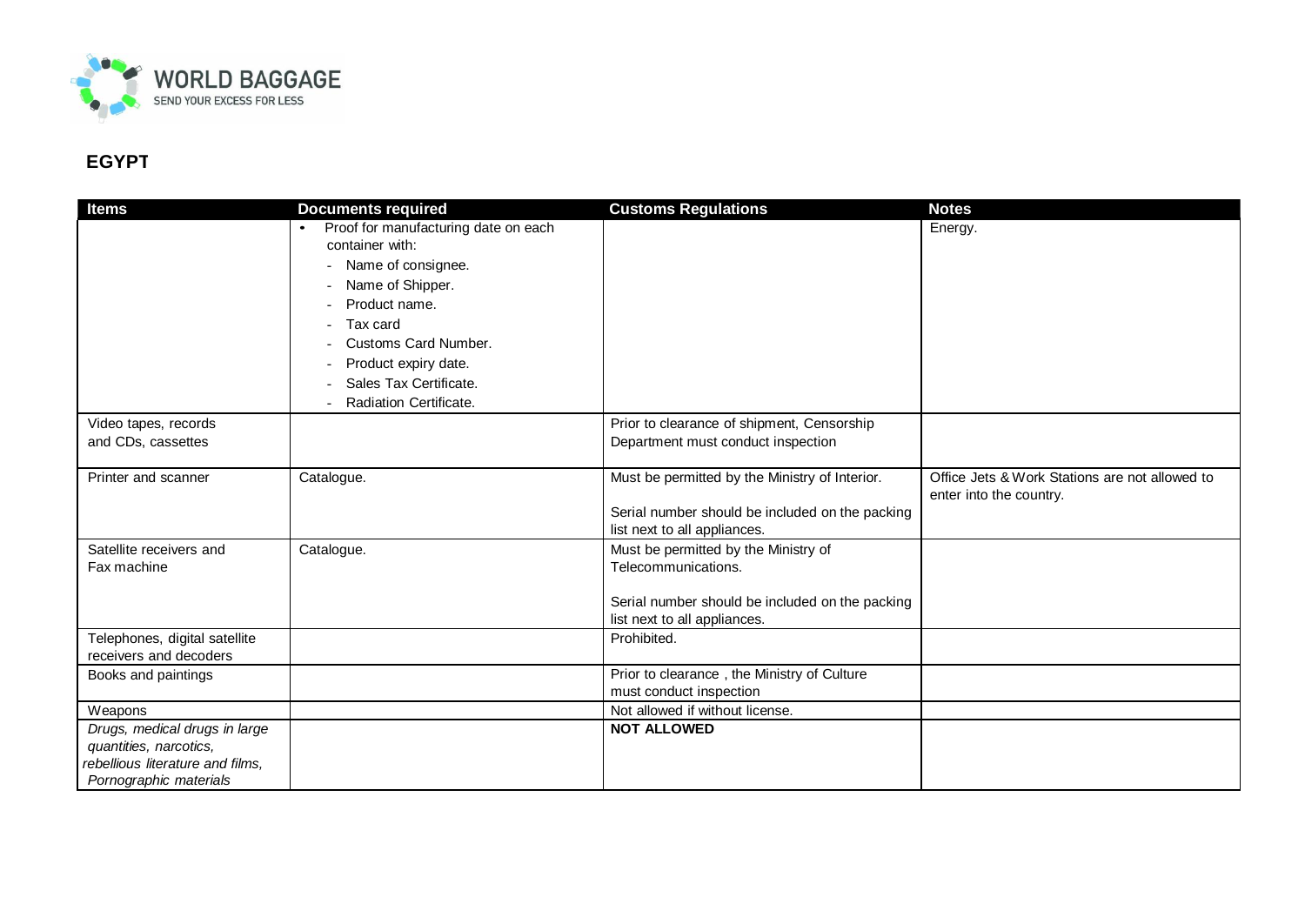## EGYPT

| Items | Documents required | Customs Regulations | Notes |
|---|---|---|---|
| | • Proof for manufacturing date on each container with:<br>- Name of consignee.<br>- Name of Shipper.<br>- Product name.<br>- Tax card<br>- Customs Card Number.<br>- Product expiry date.<br>- Sales Tax Certificate.<br>- Radiation Certificate. | | Energy. |
| Video tapes, records and CDs, cassettes | | Prior to clearance of shipment, Censorship Department must conduct inspection | |
| Printer and scanner | Catalogue. | Must be permitted by the Ministry of Interior.<br><br>Serial number should be included on the packing list next to all appliances. | Office Jets & Work Stations are not allowed to enter into the country. |
| Satellite receivers and Fax machine | Catalogue. | Must be permitted by the Ministry of Telecommunications.<br><br>Serial number should be included on the packing list next to all appliances. | |
| Telephones, digital satellite receivers and decoders | | Prohibited. | |
| Books and paintings | | Prior to clearance , the Ministry of Culture must conduct inspection | |
| Weapons | | Not allowed if without license. | |
| *Drugs, medical drugs in large quantities, narcotics, rebellious literature and films, Pornographic materials* | | **NOT ALLOWED** | |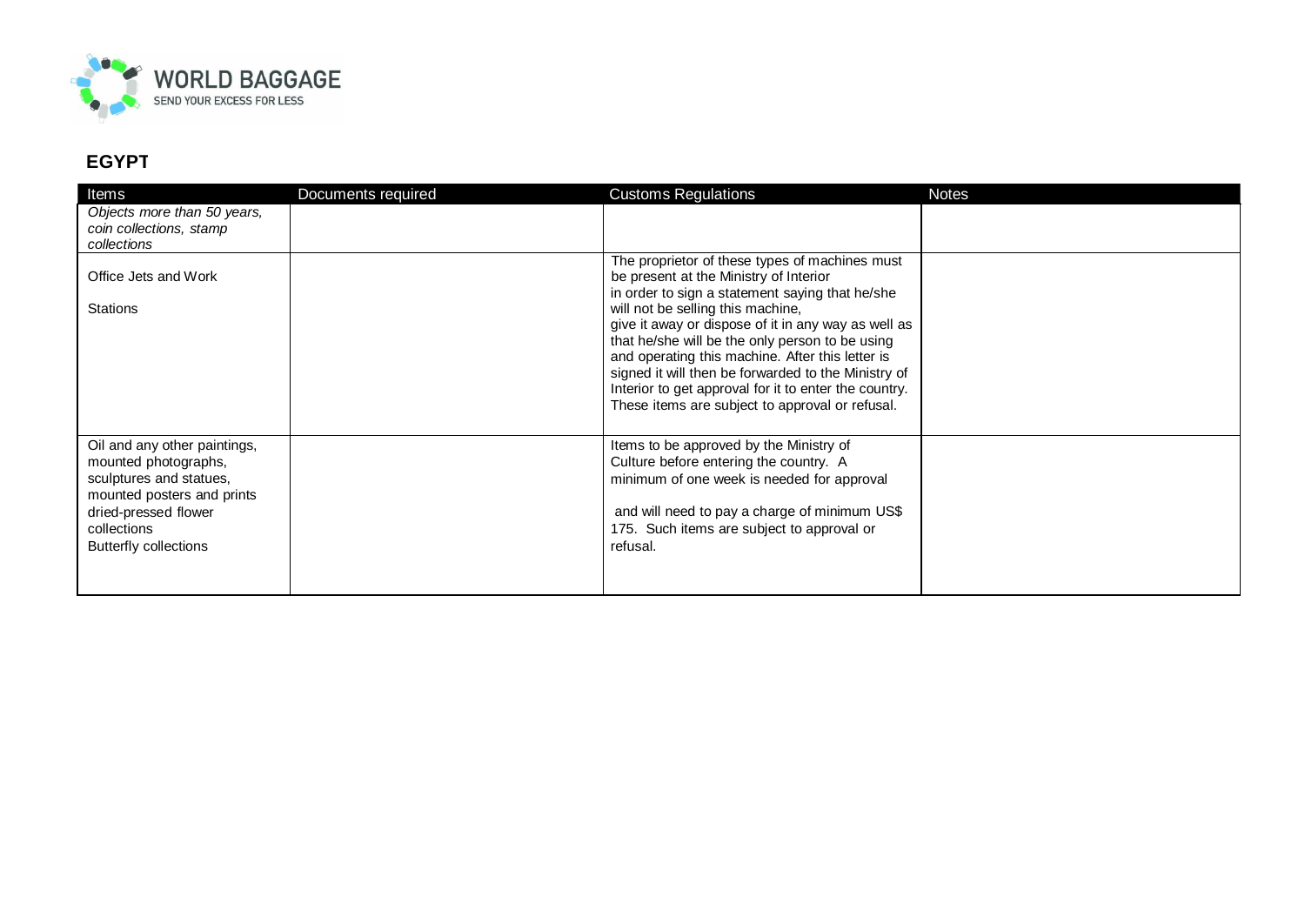# EGYPT

| Items | Documents required | Customs Regulations | Notes |
|---|---|---|---|
| *Objects more than 50 years, coin collections, stamp collections* | | | |
| Office Jets and Work Stations | | The proprietor of these types of machines must be present at the Ministry of Interior in order to sign a statement saying that he/she will not be selling this machine, give it away or dispose of it in any way as well as that he/she will be the only person to be using and operating this machine. After this letter is signed it will then be forwarded to the Ministry of Interior to get approval for it to enter the country. These items are subject to approval or refusal. | |
| Oil and any other paintings, mounted photographs, sculptures and statues, mounted posters and prints dried-pressed flower collections Butterfly collections | | Items to be approved by the Ministry of Culture before entering the country. A minimum of one week is needed for approval and will need to pay a charge of minimum US$ 175. Such items are subject to approval or refusal. | |